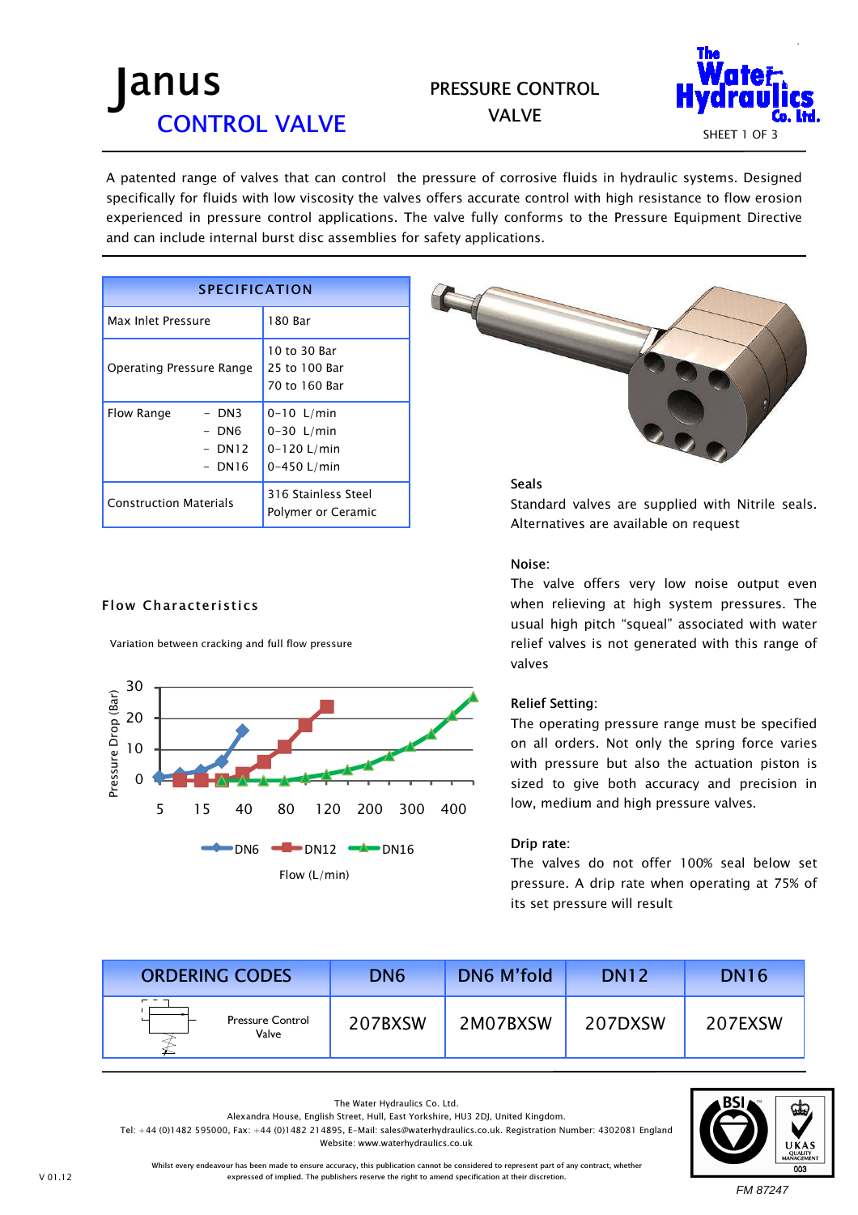# Janus

## CONTROL VALVE

## PRESSURE CONTROL VALVE

A patented range of valves that can control the pressure of corrosive fluids in hydraulic systems. Designed specifically for fluids with low viscosity the valves offers accurate control with high resistance to flow erosion experienced in pressure control applications. The valve fully conforms to the Pressure Equipment Directive and can include internal burst disc assemblies for safety applications.

| SPECIFICATION | |
|---|---|
| Max Inlet Pressure | 180 Bar |
| Operating Pressure Range | 10 to 30 Bar<br>25 to 100 Bar<br>70 to 160 Bar |
| Flow Range – DN3<br>– DN6<br>– DN12<br>– DN16 | 0-10 L/min<br>0-30 L/min<br>0-120 L/min<br>0-450 L/min |
| Construction Materials | 316 Stainless Steel<br>Polymer or Ceramic |

### Flow Characteristics

Variation between cracking and full flow pressure

Pressure Drop (Bar) vs Flow (L/min) — DN6, DN12, DN16

### Seals

Standard valves are supplied with Nitrile seals. Alternatives are available on request

### Noise:

The valve offers very low noise output even when relieving at high system pressures. The usual high pitch "squeal" associated with water relief valves is not generated with this range of valves

### Relief Setting:

The operating pressure range must be specified on all orders. Not only the spring force varies with pressure but also the actuation piston is sized to give both accuracy and precision in low, medium and high pressure valves.

### Drip rate:

The valves do not offer 100% seal below set pressure. A drip rate when operating at 75% of its set pressure will result

| ORDERING CODES | DN6 | DN6 M'fold | DN12 | DN16 |
|---|---|---|---|---|
| Pressure Control Valve | 207BXSW | 2M07BXSW | 207DXSW | 207EXSW |

The Water Hydraulics Co. Ltd.
Alexandra House, English Street, Hull, East Yorkshire, HU3 2DJ, United Kingdom.
Tel: +44 (0)1482 595000, Fax: +44 (0)1482 214895, E-Mail: sales@waterhydraulics.co.uk. Registration Number: 4302081 England
Website: www.waterhydraulics.co.uk

Whilst every endeavour has been made to ensure accuracy, this publication cannot be considered to represent part of any contract, whether expressed of implied. The publishers reserve the right to amend specification at their discretion.

V 01.12

FM 87247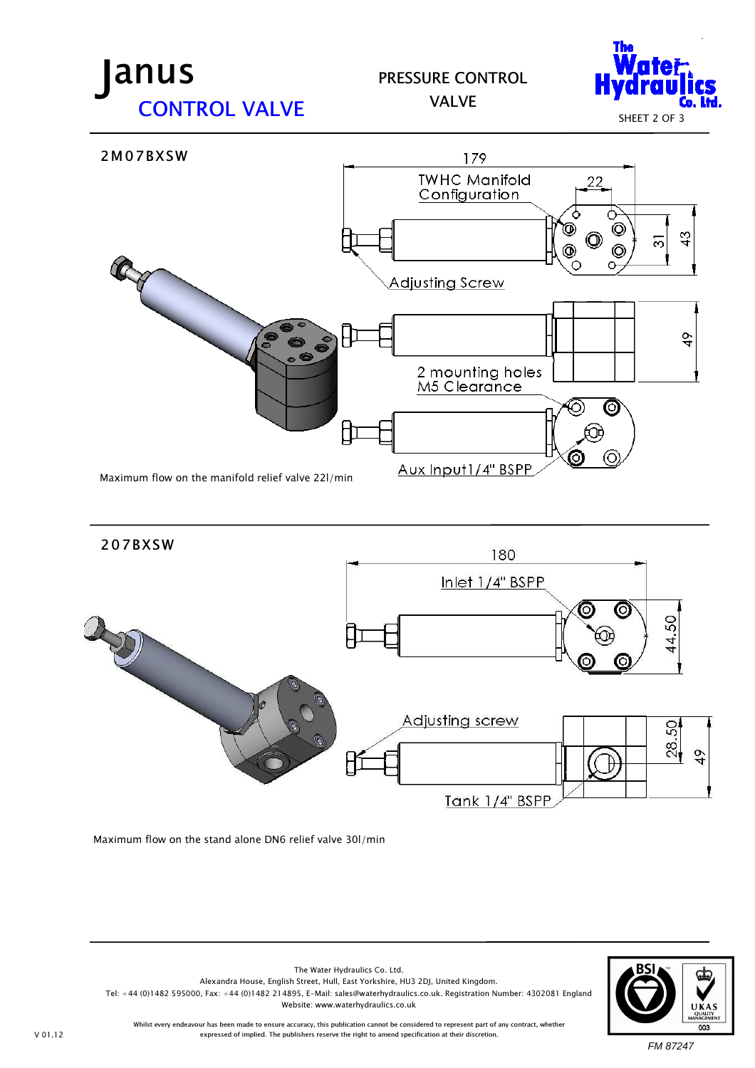# Janus

## CONTROL VALVE

PRESSURE CONTROL VALVE

### 2M07BXSW

179

22

TWHC Manifold Configuration

31

43

Adjusting Screw

49

2 mounting holes M5 Clearance

Aux Input1/4" BSPP

Maximum flow on the manifold relief valve 22l/min

### 207BXSW

180

Inlet 1/4" BSPP

44.50

Adjusting screw

28.50

49

Tank 1/4" BSPP

Maximum flow on the stand alone DN6 relief valve 30l/min

The Water Hydraulics Co. Ltd.
Alexandra House, English Street, Hull, East Yorkshire, HU3 2DJ, United Kingdom.
Tel: +44 (0)1482 595000, Fax: +44 (0)1482 214895, E-Mail: sales@waterhydraulics.co.uk. Registration Number: 4302081 England
Website: www.waterhydraulics.co.uk

Whilst every endeavour has been made to ensure accuracy, this publication cannot be considered to represent part of any contract, whether expressed of implied. The publishers reserve the right to amend specification at their discretion.

V 01.12

FM 87247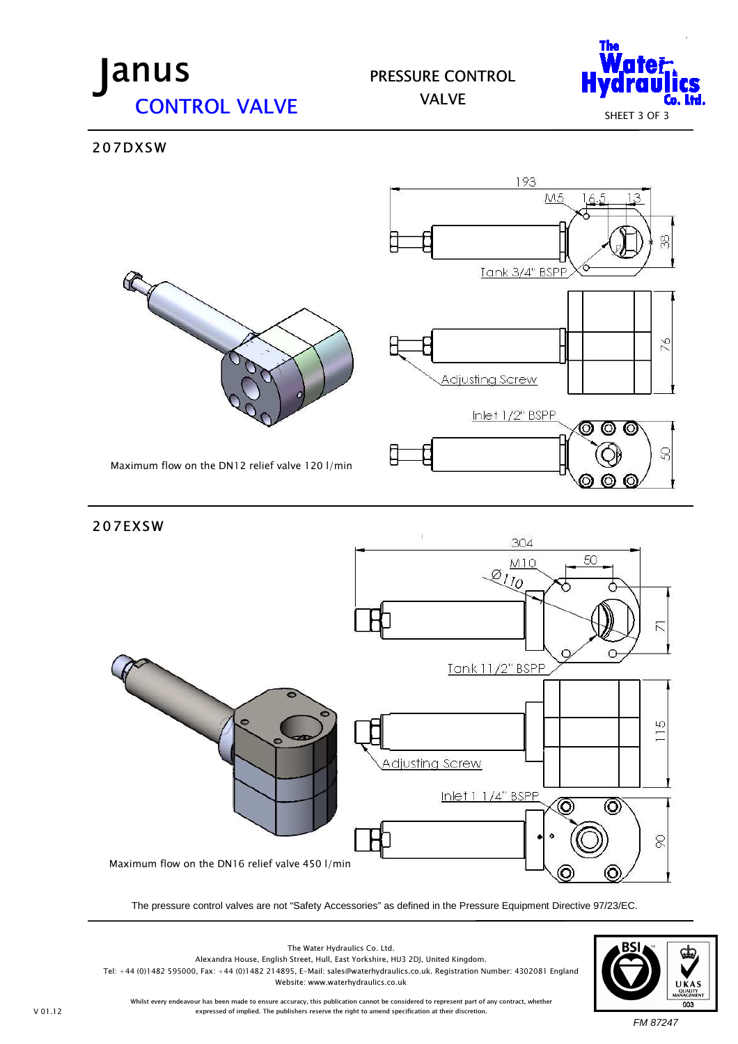# Janus

## CONTROL VALVE

PRESSURE CONTROL VALVE

## 207DXSW

193

M5

16.5

13

38

Tank 3/4" BSPP

76

Adjusting Screw

Inlet 1/2" BSPP

50

Maximum flow on the DN12 relief valve 120 l/min

## 207EXSW

304

M10

50

Ø110

71

Tank 11/2" BSPP

115

Adjusting Screw

Inlet 1 1/4" BSPP

90

Maximum flow on the DN16 relief valve 450 l/min

The pressure control valves are not "Safety Accessories" as defined in the Pressure Equipment Directive 97/23/EC.

The Water Hydraulics Co. Ltd.
Alexandra House, English Street, Hull, East Yorkshire, HU3 2DJ, United Kingdom.
Tel: +44 (0)1482 595000, Fax: +44 (0)1482 214895, E-Mail: sales@waterhydraulics.co.uk. Registration Number: 4302081 England
Website: www.waterhydraulics.co.uk

Whilst every endeavour has been made to ensure accuracy, this publication cannot be considered to represent part of any contract, whether expressed of implied. The publishers reserve the right to amend specification at their discretion.

V 01.12

FM 87247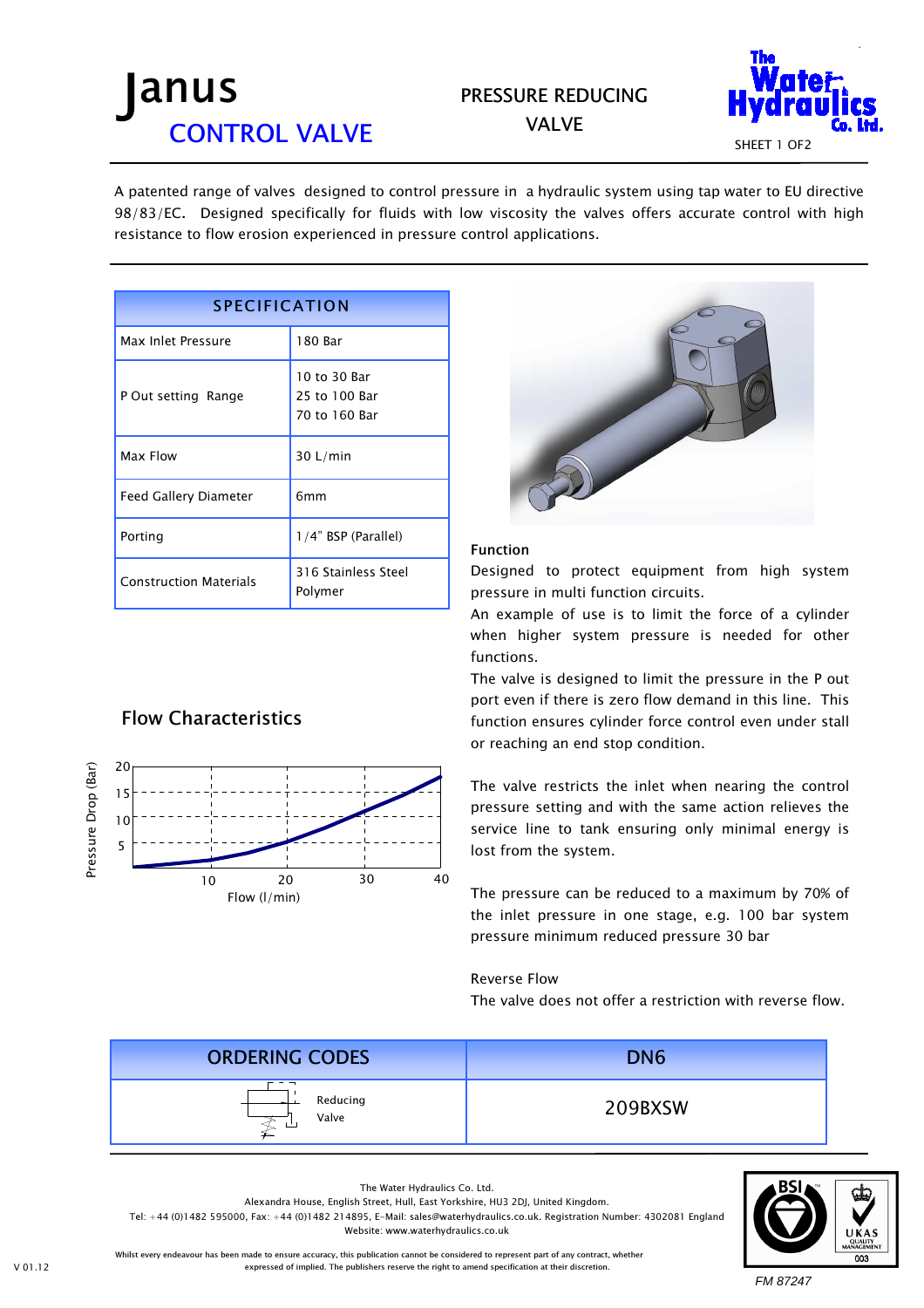# Janus

## CONTROL VALVE

PRESSURE REDUCING VALVE

The Water Hydraulics Co. Ltd.

SHEET 1 OF2

A patented range of valves designed to control pressure in a hydraulic system using tap water to EU directive 98/83/EC. Designed specifically for fluids with low viscosity the valves offers accurate control with high resistance to flow erosion experienced in pressure control applications.

| SPECIFICATION | |
|---|---|
| Max Inlet Pressure | 180 Bar |
| P Out setting Range | 10 to 30 Bar<br>25 to 100 Bar<br>70 to 160 Bar |
| Max Flow | 30 L/min |
| Feed Gallery Diameter | 6mm |
| Porting | 1/4" BSP (Parallel) |
| Construction Materials | 316 Stainless Steel<br>Polymer |

### Function

Designed to protect equipment from high system pressure in multi function circuits.

An example of use is to limit the force of a cylinder when higher system pressure is needed for other functions.

The valve is designed to limit the pressure in the P out port even if there is zero flow demand in this line. This function ensures cylinder force control even under stall or reaching an end stop condition.

The valve restricts the inlet when nearing the control pressure setting and with the same action relieves the service line to tank ensuring only minimal energy is lost from the system.

The pressure can be reduced to a maximum by 70% of the inlet pressure in one stage, e.g. 100 bar system pressure minimum reduced pressure 30 bar

Reverse Flow

The valve does not offer a restriction with reverse flow.

### Flow Characteristics

Pressure Drop (Bar) vs Flow (l/min)

| ORDERING CODES | DN6 |
|---|---|
| Reducing Valve | 209BXSW |

The Water Hydraulics Co. Ltd.
Alexandra House, English Street, Hull, East Yorkshire, HU3 2DJ, United Kingdom.
Tel: +44 (0)1482 595000, Fax: +44 (0)1482 214895, E-Mail: sales@waterhydraulics.co.uk. Registration Number: 4302081 England
Website: www.waterhydraulics.co.uk

Whilst every endeavour has been made to ensure accuracy, this publication cannot be considered to represent part of any contract, whether expressed of implied. The publishers reserve the right to amend specification at their discretion.

V 01.12

FM 87247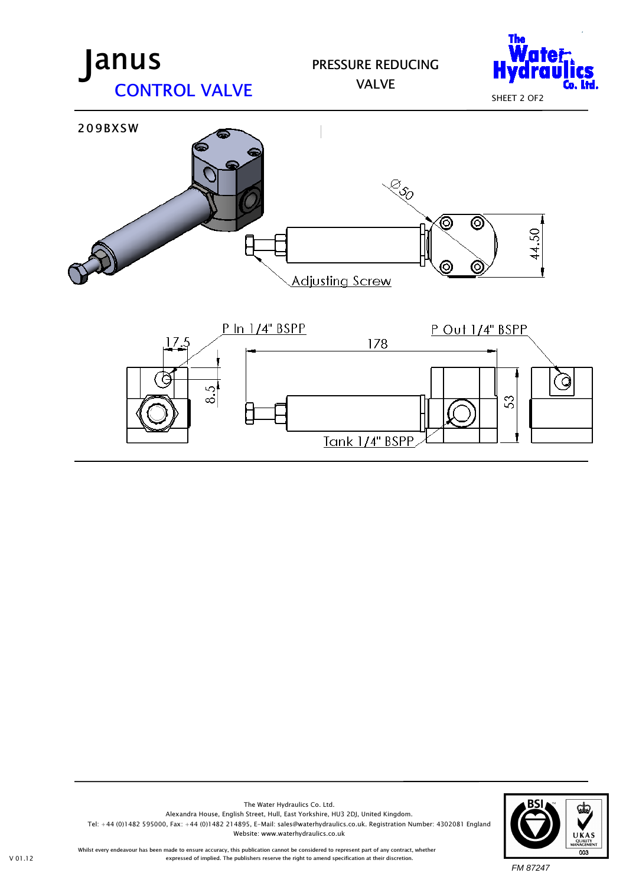# Janus

## CONTROL VALVE

PRESSURE REDUCING VALVE

SHEET 2 OF2

209BXSW

Ø50

44.50

Adjusting Screw

P In 1/4" BSPP

P Out 1/4" BSPP

17.5

178

8.5

53

Tank 1/4" BSPP

The Water Hydraulics Co. Ltd.
Alexandra House, English Street, Hull, East Yorkshire, HU3 2DJ, United Kingdom.
Tel: +44 (0)1482 595000, Fax: +44 (0)1482 214895, E-Mail: sales@waterhydraulics.co.uk. Registration Number: 4302081 England
Website: www.waterhydraulics.co.uk

Whilst every endeavour has been made to ensure accuracy, this publication cannot be considered to represent part of any contract, whether expressed of implied. The publishers reserve the right to amend specification at their discretion.

V 01.12

FM 87247